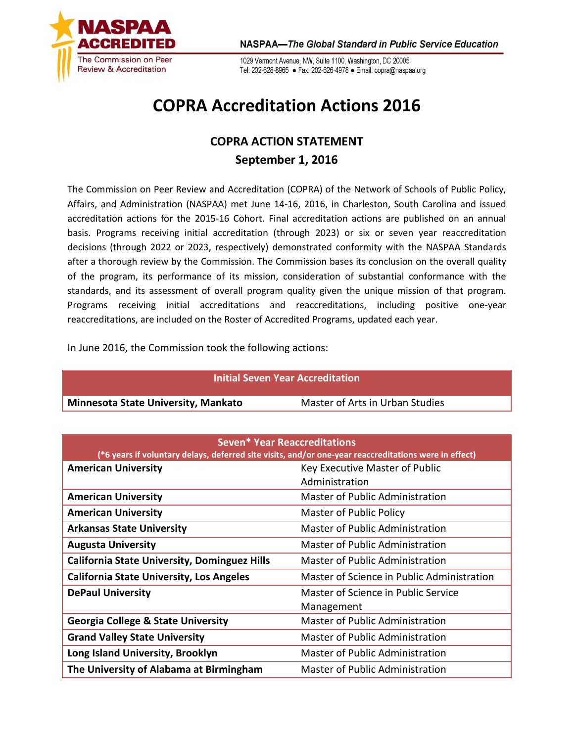NASPAA ACCREDITED
The Commission on Peer Review & Accreditation

NASPAA—*The Global Standard in Public Service Education*

1029 Vermont Avenue, NW, Suite 1100, Washington, DC 20005
Tel: 202-628-8965 ● Fax: 202-626-4978 ● Email: copra@naspaa.org

# COPRA Accreditation Actions 2016

## COPRA ACTION STATEMENT
## September 1, 2016

The Commission on Peer Review and Accreditation (COPRA) of the Network of Schools of Public Policy, Affairs, and Administration (NASPAA) met June 14-16, 2016, in Charleston, South Carolina and issued accreditation actions for the 2015-16 Cohort. Final accreditation actions are published on an annual basis. Programs receiving initial accreditation (through 2023) or six or seven year reaccreditation decisions (through 2022 or 2023, respectively) demonstrated conformity with the NASPAA Standards after a thorough review by the Commission. The Commission bases its conclusion on the overall quality of the program, its performance of its mission, consideration of substantial conformance with the standards, and its assessment of overall program quality given the unique mission of that program. Programs receiving initial accreditations and reaccreditations, including positive one-year reaccreditations, are included on the Roster of Accredited Programs, updated each year.

In June 2016, the Commission took the following actions:

| Initial Seven Year Accreditation | |
|---|---|
| **Minnesota State University, Mankato** | Master of Arts in Urban Studies |

| Seven* Year Reaccreditations (*6 years if voluntary delays, deferred site visits, and/or one-year reaccreditations were in effect) | |
|---|---|
| **American University** | Key Executive Master of Public Administration |
| **American University** | Master of Public Administration |
| **American University** | Master of Public Policy |
| **Arkansas State University** | Master of Public Administration |
| **Augusta University** | Master of Public Administration |
| **California State University, Dominguez Hills** | Master of Public Administration |
| **California State University, Los Angeles** | Master of Science in Public Administration |
| **DePaul University** | Master of Science in Public Service Management |
| **Georgia College & State University** | Master of Public Administration |
| **Grand Valley State University** | Master of Public Administration |
| **Long Island University, Brooklyn** | Master of Public Administration |
| **The University of Alabama at Birmingham** | Master of Public Administration |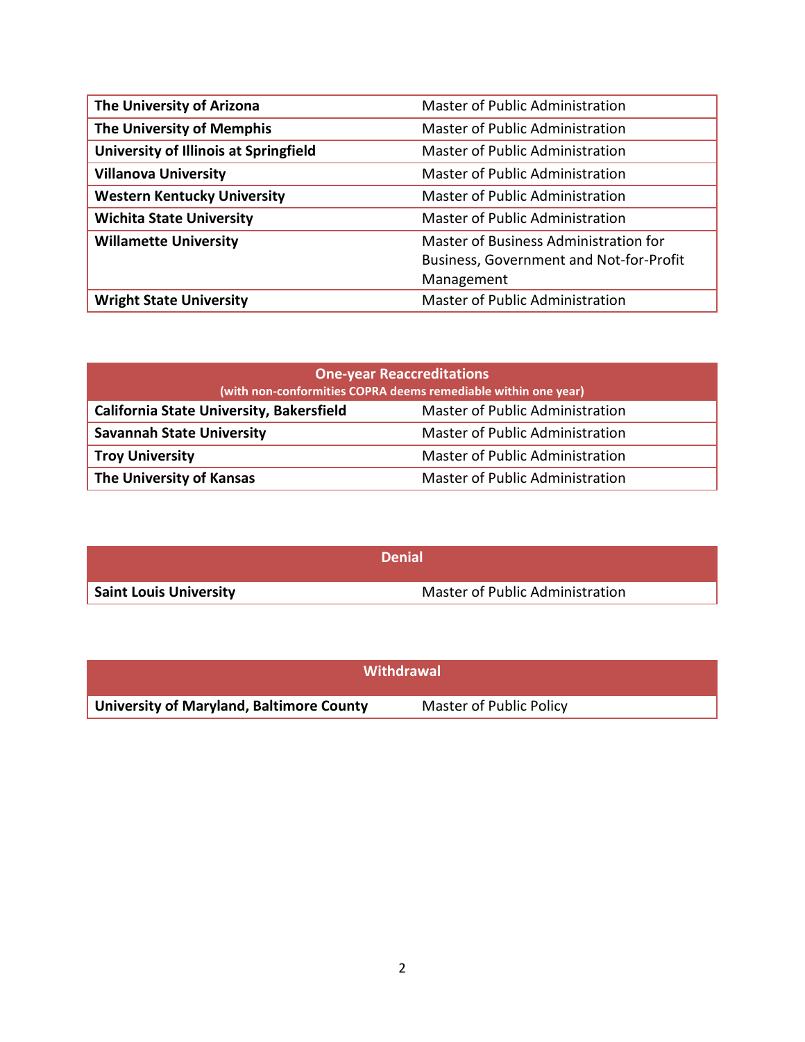| | |
|---|---|
| **The University of Arizona** | Master of Public Administration |
| **The University of Memphis** | Master of Public Administration |
| **University of Illinois at Springfield** | Master of Public Administration |
| **Villanova University** | Master of Public Administration |
| **Western Kentucky University** | Master of Public Administration |
| **Wichita State University** | Master of Public Administration |
| **Willamette University** | Master of Business Administration for Business, Government and Not-for-Profit Management |
| **Wright State University** | Master of Public Administration |

| **One-year Reaccreditations** (with non-conformities COPRA deems remediable within one year) | |
|---|---|
| **California State University, Bakersfield** | Master of Public Administration |
| **Savannah State University** | Master of Public Administration |
| **Troy University** | Master of Public Administration |
| **The University of Kansas** | Master of Public Administration |

| **Denial** | |
|---|---|
| **Saint Louis University** | Master of Public Administration |

| **Withdrawal** | |
|---|---|
| **University of Maryland, Baltimore County** | Master of Public Policy |